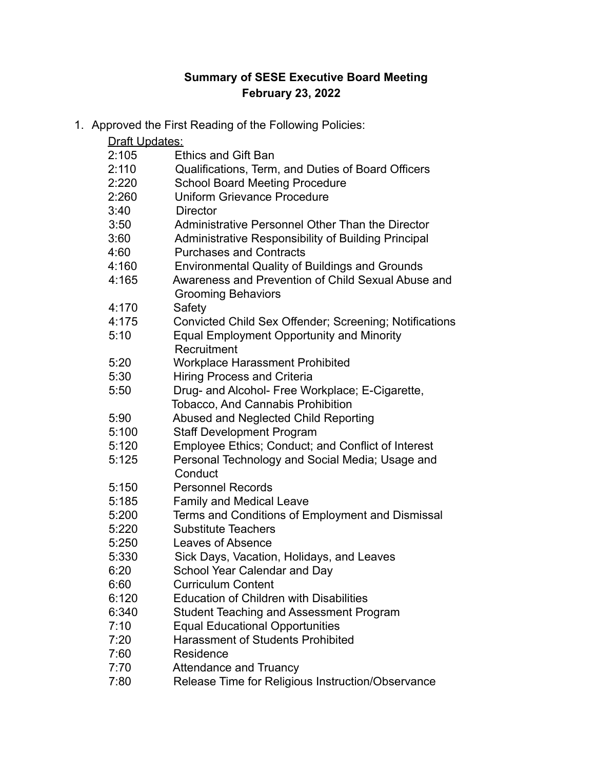**Summary of SESE Executive Board Meeting**
**February 23, 2022**

1. Approved the First Reading of the Following Policies:

   Draft Updates:

   2:105 Ethics and Gift Ban
   2:110 Qualifications, Term, and Duties of Board Officers
   2:220 School Board Meeting Procedure
   2:260 Uniform Grievance Procedure
   3:40 Director
   3:50 Administrative Personnel Other Than the Director
   3:60 Administrative Responsibility of Building Principal
   4:60 Purchases and Contracts
   4:160 Environmental Quality of Buildings and Grounds
   4:165 Awareness and Prevention of Child Sexual Abuse and Grooming Behaviors
   4:170 Safety
   4:175 Convicted Child Sex Offender; Screening; Notifications
   5:10 Equal Employment Opportunity and Minority Recruitment
   5:20 Workplace Harassment Prohibited
   5:30 Hiring Process and Criteria
   5:50 Drug- and Alcohol- Free Workplace; E-Cigarette, Tobacco, And Cannabis Prohibition
   5:90 Abused and Neglected Child Reporting
   5:100 Staff Development Program
   5:120 Employee Ethics; Conduct; and Conflict of Interest
   5:125 Personal Technology and Social Media; Usage and Conduct
   5:150 Personnel Records
   5:185 Family and Medical Leave
   5:200 Terms and Conditions of Employment and Dismissal
   5:220 Substitute Teachers
   5:250 Leaves of Absence
   5:330 Sick Days, Vacation, Holidays, and Leaves
   6:20 School Year Calendar and Day
   6:60 Curriculum Content
   6:120 Education of Children with Disabilities
   6:340 Student Teaching and Assessment Program
   7:10 Equal Educational Opportunities
   7:20 Harassment of Students Prohibited
   7:60 Residence
   7:70 Attendance and Truancy
   7:80 Release Time for Religious Instruction/Observance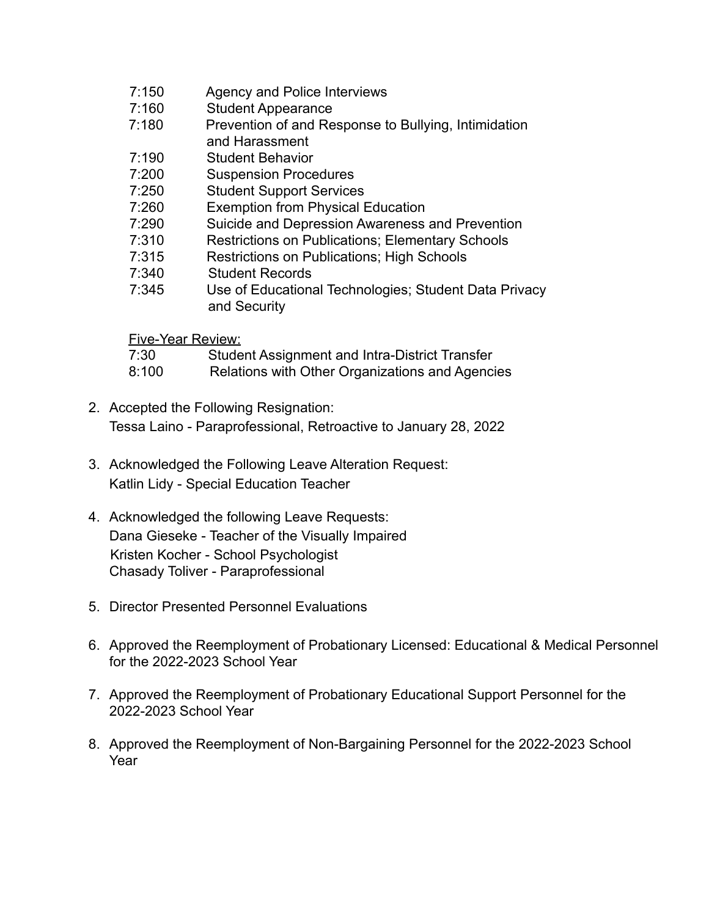7:150 Agency and Police Interviews
7:160 Student Appearance
7:180 Prevention of and Response to Bullying, Intimidation and Harassment
7:190 Student Behavior
7:200 Suspension Procedures
7:250 Student Support Services
7:260 Exemption from Physical Education
7:290 Suicide and Depression Awareness and Prevention
7:310 Restrictions on Publications; Elementary Schools
7:315 Restrictions on Publications; High Schools
7:340 Student Records
7:345 Use of Educational Technologies; Student Data Privacy and Security

Five-Year Review:

7:30 Student Assignment and Intra-District Transfer
8:100 Relations with Other Organizations and Agencies

2. Accepted the Following Resignation:
   Tessa Laino - Paraprofessional, Retroactive to January 28, 2022

3. Acknowledged the Following Leave Alteration Request:
   Katlin Lidy - Special Education Teacher

4. Acknowledged the following Leave Requests:
   Dana Gieseke - Teacher of the Visually Impaired
   Kristen Kocher - School Psychologist
   Chasady Toliver - Paraprofessional

5. Director Presented Personnel Evaluations

6. Approved the Reemployment of Probationary Licensed: Educational & Medical Personnel for the 2022-2023 School Year

7. Approved the Reemployment of Probationary Educational Support Personnel for the 2022-2023 School Year

8. Approved the Reemployment of Non-Bargaining Personnel for the 2022-2023 School Year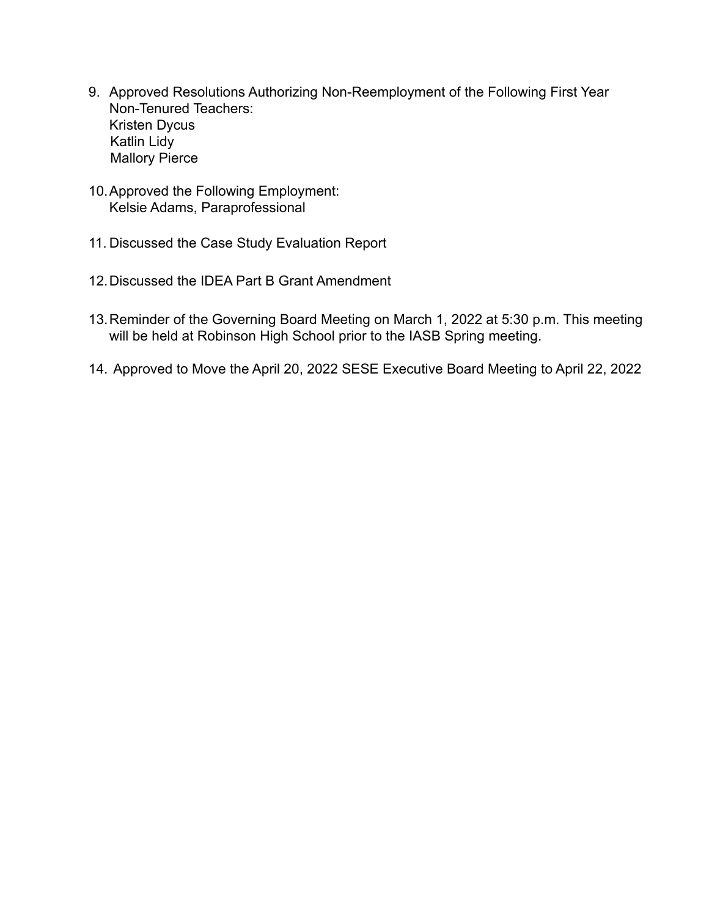9. Approved Resolutions Authorizing Non-Reemployment of the Following First Year Non-Tenured Teachers:
   Kristen Dycus
   Katlin Lidy
   Mallory Pierce

10. Approved the Following Employment:
    Kelsie Adams, Paraprofessional

11. Discussed the Case Study Evaluation Report

12. Discussed the IDEA Part B Grant Amendment

13. Reminder of the Governing Board Meeting on March 1, 2022 at 5:30 p.m. This meeting will be held at Robinson High School prior to the IASB Spring meeting.

14. Approved to Move the April 20, 2022 SESE Executive Board Meeting to April 22, 2022